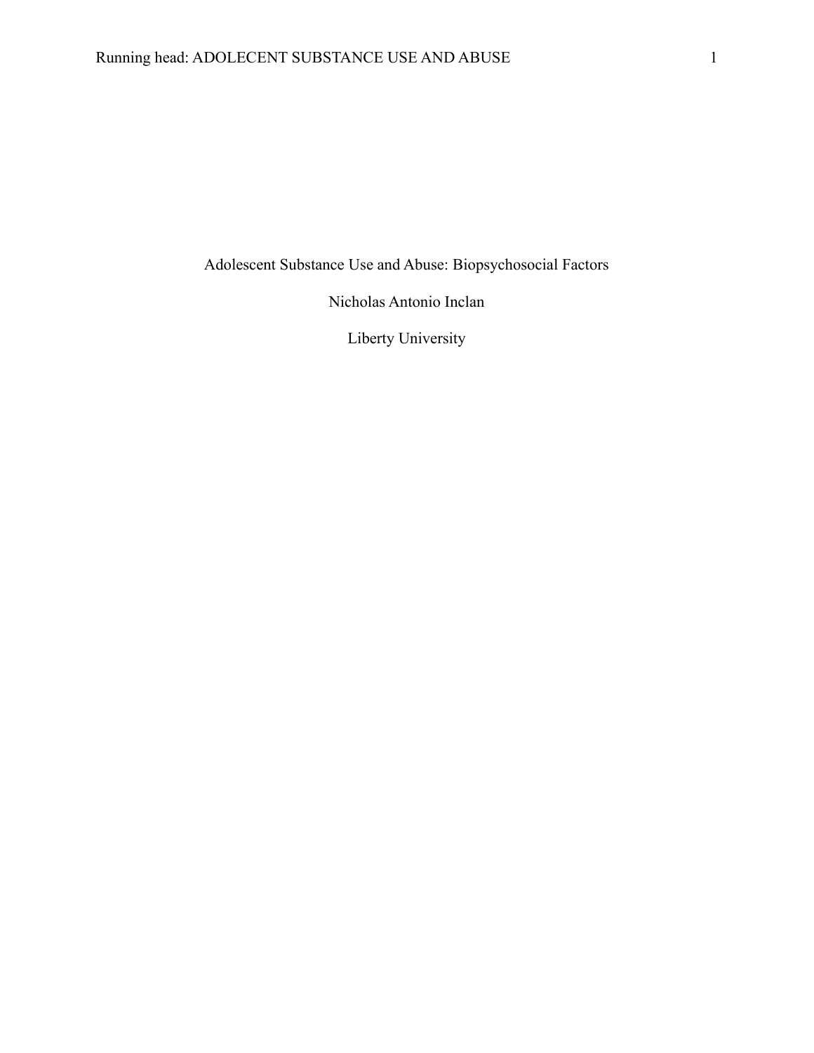# Adolescent Substance Use and Abuse: Biopsychosocial Factors

Nicholas Antonio Inclan

Liberty University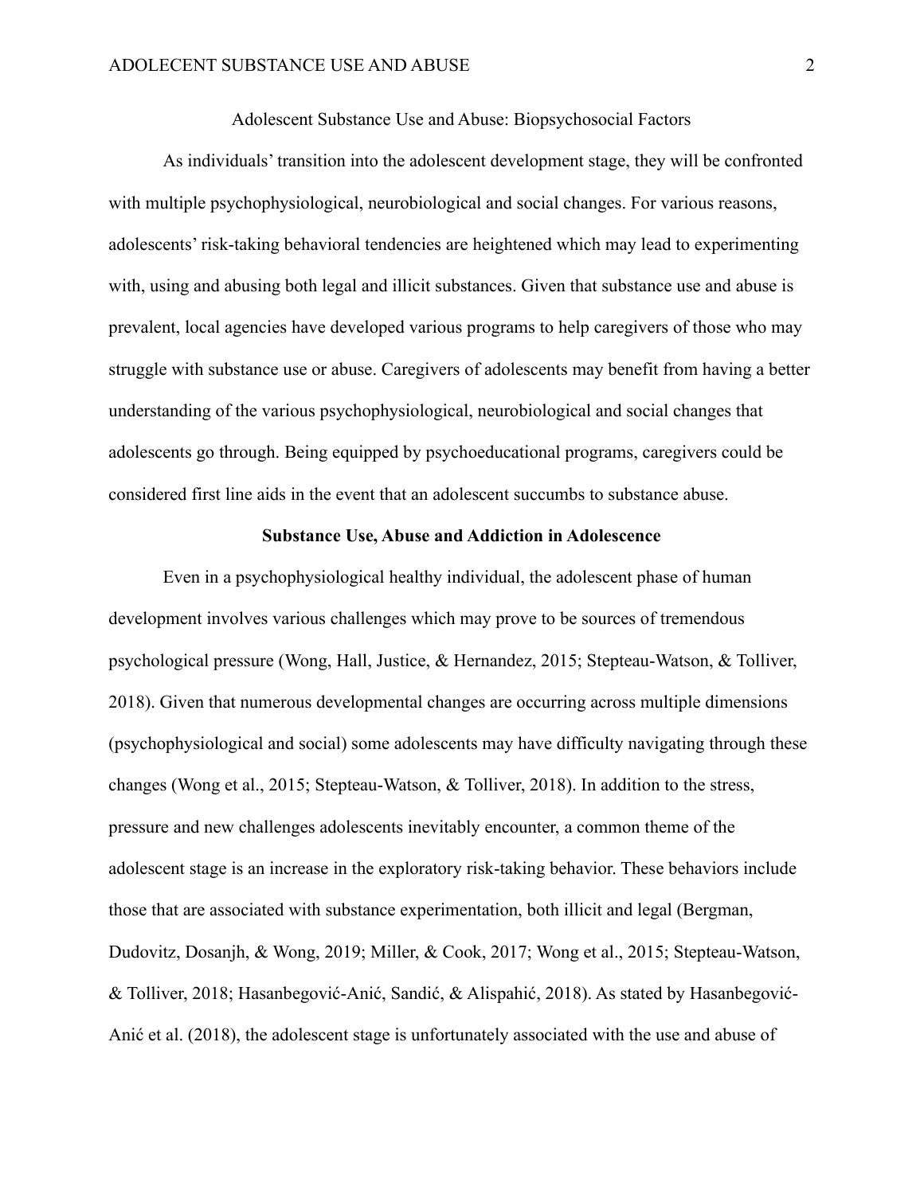Adolescent Substance Use and Abuse: Biopsychosocial Factors

As individuals' transition into the adolescent development stage, they will be confronted with multiple psychophysiological, neurobiological and social changes. For various reasons, adolescents' risk-taking behavioral tendencies are heightened which may lead to experimenting with, using and abusing both legal and illicit substances. Given that substance use and abuse is prevalent, local agencies have developed various programs to help caregivers of those who may struggle with substance use or abuse. Caregivers of adolescents may benefit from having a better understanding of the various psychophysiological, neurobiological and social changes that adolescents go through. Being equipped by psychoeducational programs, caregivers could be considered first line aids in the event that an adolescent succumbs to substance abuse.

## Substance Use, Abuse and Addiction in Adolescence

Even in a psychophysiological healthy individual, the adolescent phase of human development involves various challenges which may prove to be sources of tremendous psychological pressure (Wong, Hall, Justice, & Hernandez, 2015; Stepteau-Watson, & Tolliver, 2018). Given that numerous developmental changes are occurring across multiple dimensions (psychophysiological and social) some adolescents may have difficulty navigating through these changes (Wong et al., 2015; Stepteau-Watson, & Tolliver, 2018). In addition to the stress, pressure and new challenges adolescents inevitably encounter, a common theme of the adolescent stage is an increase in the exploratory risk-taking behavior. These behaviors include those that are associated with substance experimentation, both illicit and legal (Bergman, Dudovitz, Dosanjh, & Wong, 2019; Miller, & Cook, 2017; Wong et al., 2015; Stepteau-Watson, & Tolliver, 2018; Hasanbegović-Anić, Sandić, & Alispahić, 2018). As stated by Hasanbegović-Anić et al. (2018), the adolescent stage is unfortunately associated with the use and abuse of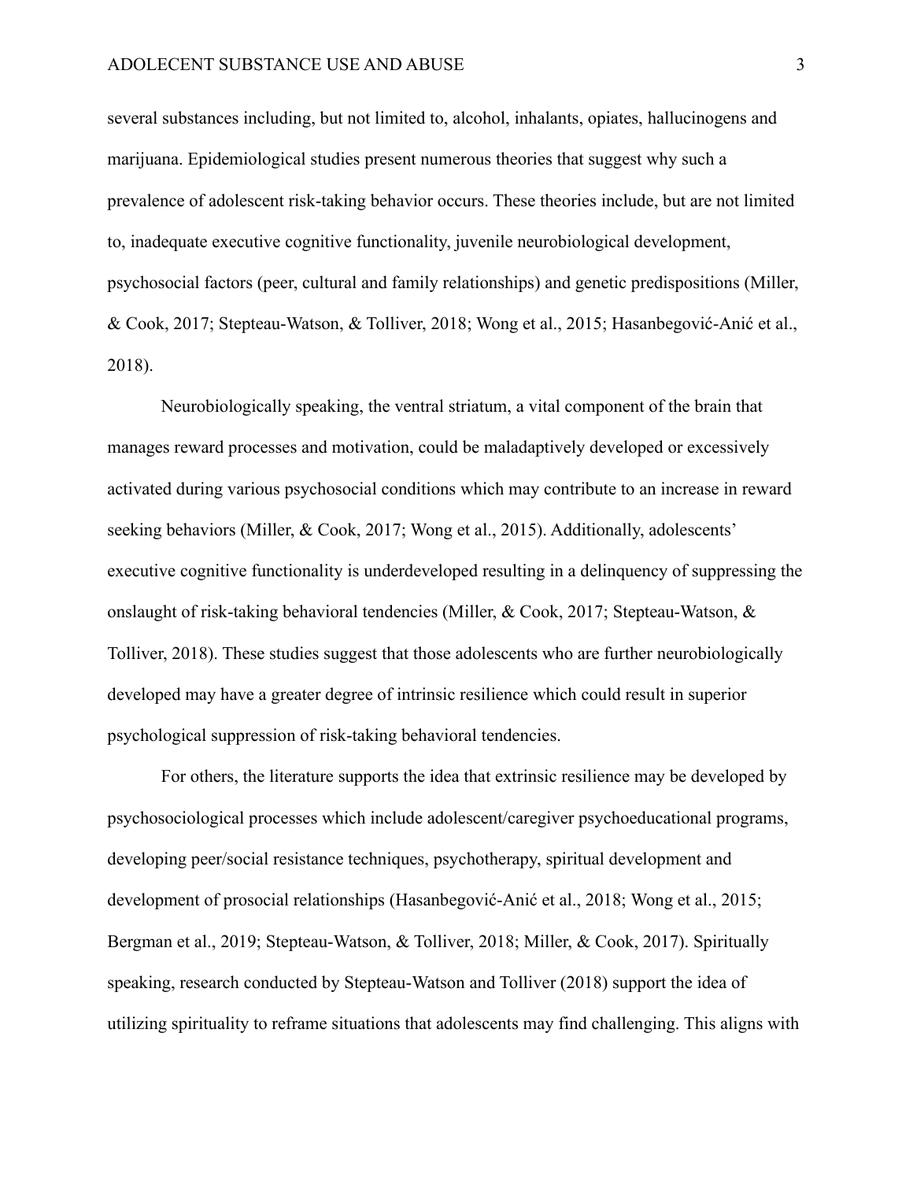several substances including, but not limited to, alcohol, inhalants, opiates, hallucinogens and marijuana. Epidemiological studies present numerous theories that suggest why such a prevalence of adolescent risk-taking behavior occurs. These theories include, but are not limited to, inadequate executive cognitive functionality, juvenile neurobiological development, psychosocial factors (peer, cultural and family relationships) and genetic predispositions (Miller, & Cook, 2017; Stepteau-Watson, & Tolliver, 2018; Wong et al., 2015; Hasanbegović-Anić et al., 2018).

Neurobiologically speaking, the ventral striatum, a vital component of the brain that manages reward processes and motivation, could be maladaptively developed or excessively activated during various psychosocial conditions which may contribute to an increase in reward seeking behaviors (Miller, & Cook, 2017; Wong et al., 2015). Additionally, adolescents' executive cognitive functionality is underdeveloped resulting in a delinquency of suppressing the onslaught of risk-taking behavioral tendencies (Miller, & Cook, 2017; Stepteau-Watson, & Tolliver, 2018). These studies suggest that those adolescents who are further neurobiologically developed may have a greater degree of intrinsic resilience which could result in superior psychological suppression of risk-taking behavioral tendencies.

For others, the literature supports the idea that extrinsic resilience may be developed by psychosociological processes which include adolescent/caregiver psychoeducational programs, developing peer/social resistance techniques, psychotherapy, spiritual development and development of prosocial relationships (Hasanbegović-Anić et al., 2018; Wong et al., 2015; Bergman et al., 2019; Stepteau-Watson, & Tolliver, 2018; Miller, & Cook, 2017). Spiritually speaking, research conducted by Stepteau-Watson and Tolliver (2018) support the idea of utilizing spirituality to reframe situations that adolescents may find challenging. This aligns with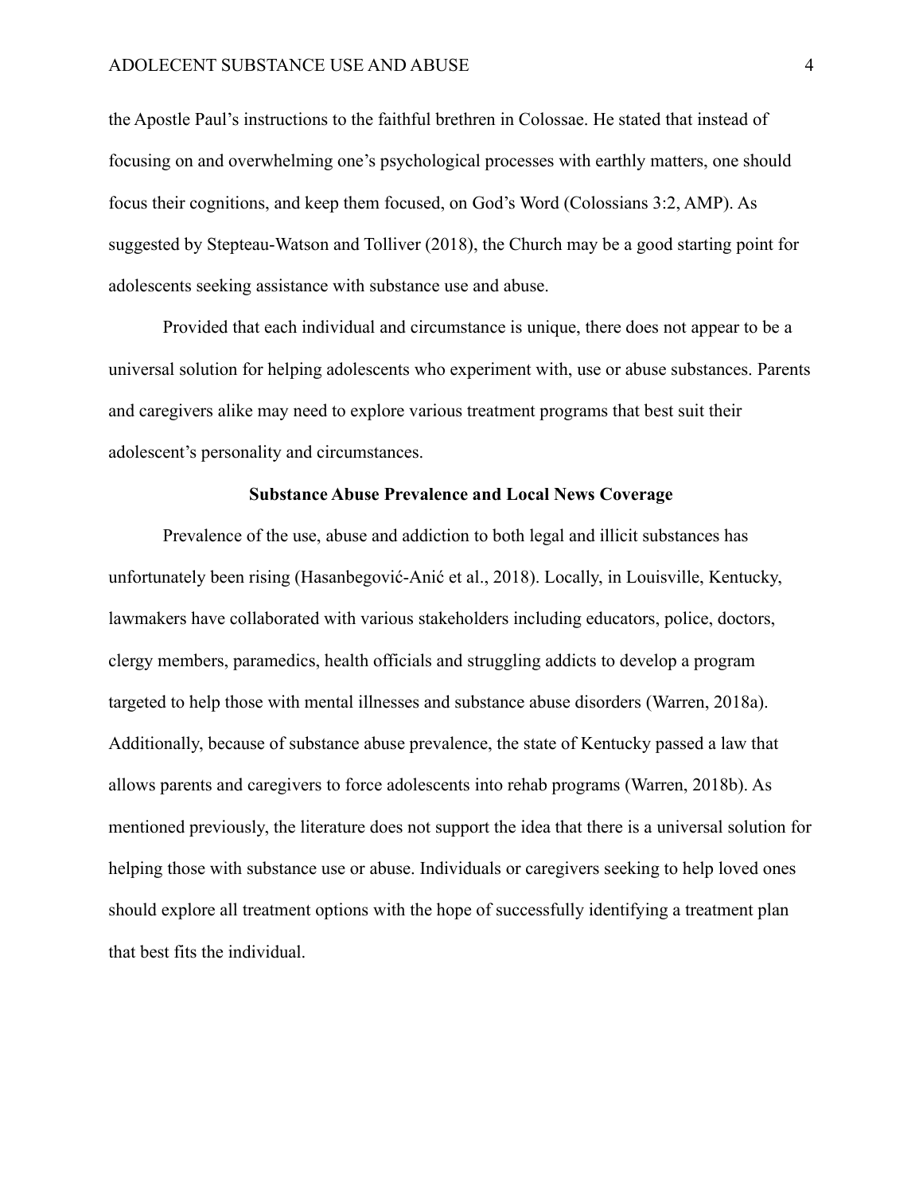the Apostle Paul's instructions to the faithful brethren in Colossae. He stated that instead of focusing on and overwhelming one's psychological processes with earthly matters, one should focus their cognitions, and keep them focused, on God's Word (Colossians 3:2, AMP). As suggested by Stepteau-Watson and Tolliver (2018), the Church may be a good starting point for adolescents seeking assistance with substance use and abuse.

Provided that each individual and circumstance is unique, there does not appear to be a universal solution for helping adolescents who experiment with, use or abuse substances. Parents and caregivers alike may need to explore various treatment programs that best suit their adolescent's personality and circumstances.

## Substance Abuse Prevalence and Local News Coverage

Prevalence of the use, abuse and addiction to both legal and illicit substances has unfortunately been rising (Hasanbegović-Anić et al., 2018). Locally, in Louisville, Kentucky, lawmakers have collaborated with various stakeholders including educators, police, doctors, clergy members, paramedics, health officials and struggling addicts to develop a program targeted to help those with mental illnesses and substance abuse disorders (Warren, 2018a). Additionally, because of substance abuse prevalence, the state of Kentucky passed a law that allows parents and caregivers to force adolescents into rehab programs (Warren, 2018b). As mentioned previously, the literature does not support the idea that there is a universal solution for helping those with substance use or abuse. Individuals or caregivers seeking to help loved ones should explore all treatment options with the hope of successfully identifying a treatment plan that best fits the individual.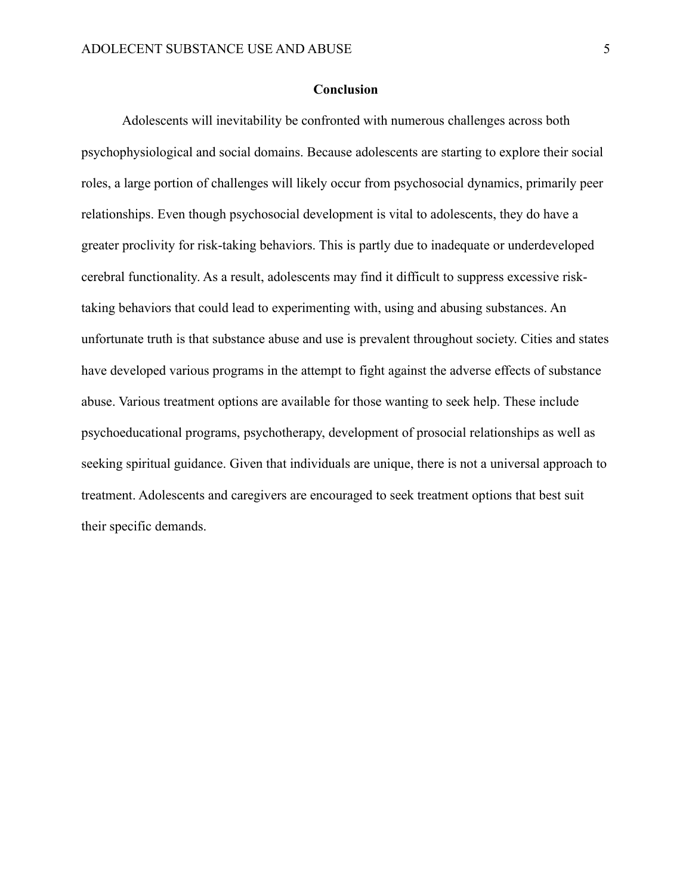## Conclusion

Adolescents will inevitability be confronted with numerous challenges across both psychophysiological and social domains. Because adolescents are starting to explore their social roles, a large portion of challenges will likely occur from psychosocial dynamics, primarily peer relationships. Even though psychosocial development is vital to adolescents, they do have a greater proclivity for risk-taking behaviors. This is partly due to inadequate or underdeveloped cerebral functionality. As a result, adolescents may find it difficult to suppress excessive risk-taking behaviors that could lead to experimenting with, using and abusing substances. An unfortunate truth is that substance abuse and use is prevalent throughout society. Cities and states have developed various programs in the attempt to fight against the adverse effects of substance abuse. Various treatment options are available for those wanting to seek help. These include psychoeducational programs, psychotherapy, development of prosocial relationships as well as seeking spiritual guidance. Given that individuals are unique, there is not a universal approach to treatment. Adolescents and caregivers are encouraged to seek treatment options that best suit their specific demands.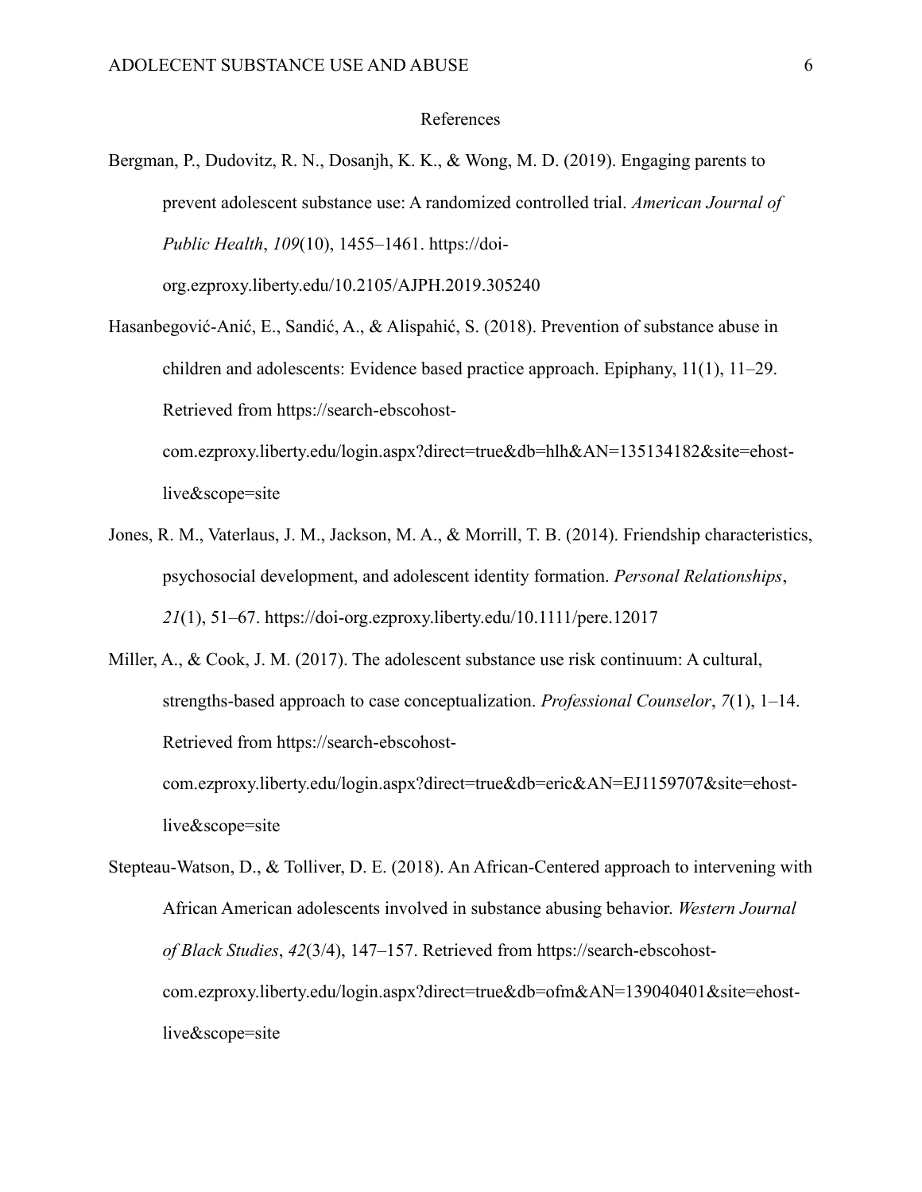# References

Bergman, P., Dudovitz, R. N., Dosanjh, K. K., & Wong, M. D. (2019). Engaging parents to prevent adolescent substance use: A randomized controlled trial. *American Journal of Public Health*, *109*(10), 1455–1461. https://doi-org.ezproxy.liberty.edu/10.2105/AJPH.2019.305240

Hasanbegović-Anić, E., Sandić, A., & Alispahić, S. (2018). Prevention of substance abuse in children and adolescents: Evidence based practice approach. Epiphany, 11(1), 11–29. Retrieved from https://search-ebscohost-com.ezproxy.liberty.edu/login.aspx?direct=true&db=hlh&AN=135134182&site=ehost-live&scope=site

Jones, R. M., Vaterlaus, J. M., Jackson, M. A., & Morrill, T. B. (2014). Friendship characteristics, psychosocial development, and adolescent identity formation. *Personal Relationships*, *21*(1), 51–67. https://doi-org.ezproxy.liberty.edu/10.1111/pere.12017

Miller, A., & Cook, J. M. (2017). The adolescent substance use risk continuum: A cultural, strengths-based approach to case conceptualization. *Professional Counselor*, *7*(1), 1–14. Retrieved from https://search-ebscohost-com.ezproxy.liberty.edu/login.aspx?direct=true&db=eric&AN=EJ1159707&site=ehost-live&scope=site

Stepteau-Watson, D., & Tolliver, D. E. (2018). An African-Centered approach to intervening with African American adolescents involved in substance abusing behavior. *Western Journal of Black Studies*, *42*(3/4), 147–157. Retrieved from https://search-ebscohost-com.ezproxy.liberty.edu/login.aspx?direct=true&db=ofm&AN=139040401&site=ehost-live&scope=site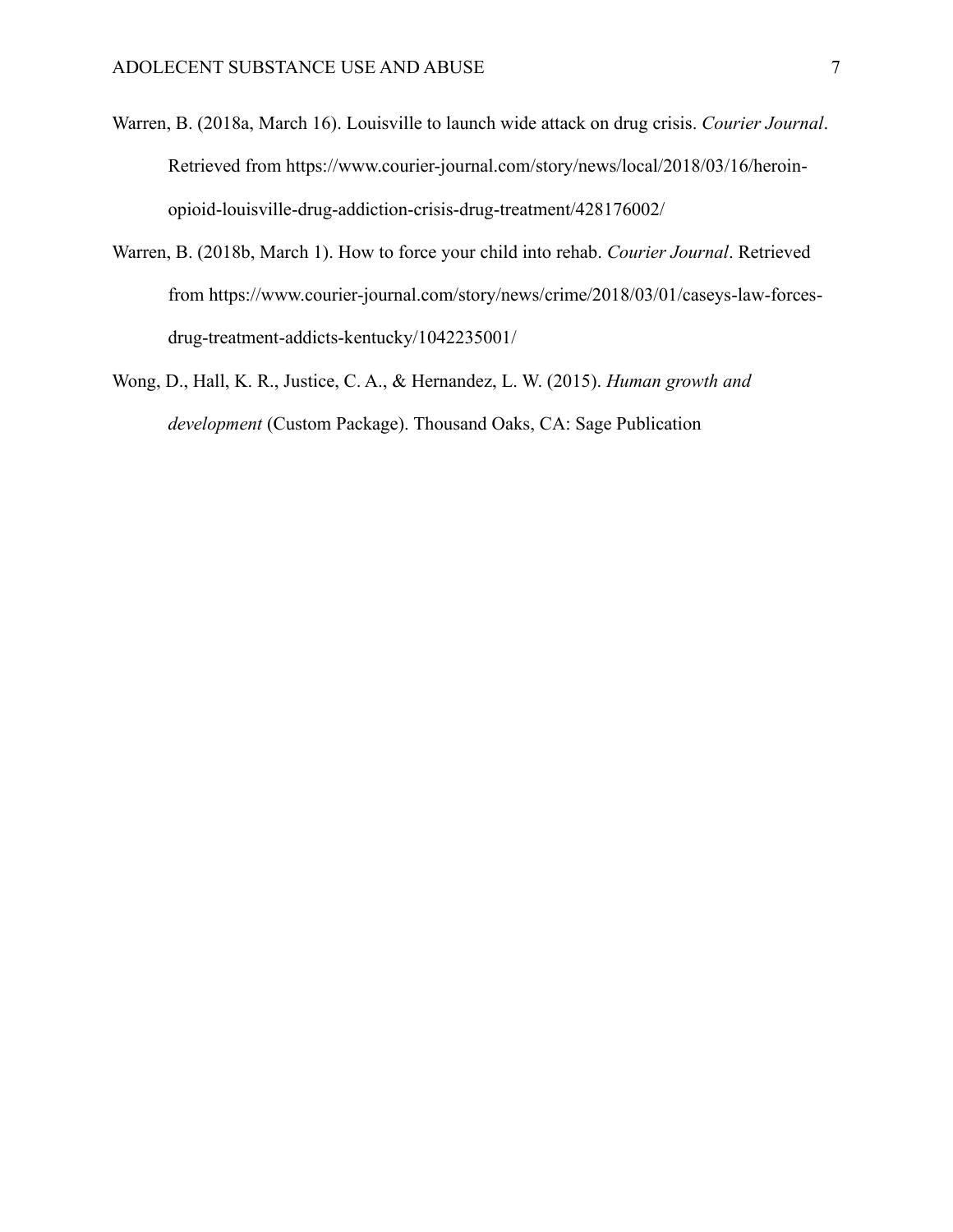Warren, B. (2018a, March 16). Louisville to launch wide attack on drug crisis. *Courier Journal*. Retrieved from https://www.courier-journal.com/story/news/local/2018/03/16/heroin-opioid-louisville-drug-addiction-crisis-drug-treatment/428176002/

Warren, B. (2018b, March 1). How to force your child into rehab. *Courier Journal*. Retrieved from https://www.courier-journal.com/story/news/crime/2018/03/01/caseys-law-forces-drug-treatment-addicts-kentucky/1042235001/

Wong, D., Hall, K. R., Justice, C. A., & Hernandez, L. W. (2015). *Human growth and development* (Custom Package). Thousand Oaks, CA: Sage Publication